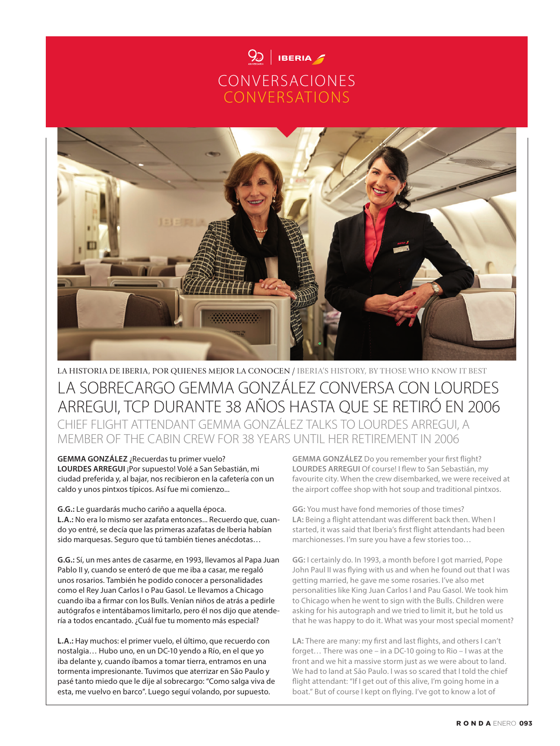# CONVERSACIONES
# CONVERSATIONS

LA HISTORIA DE IBERIA, POR QUIENES MEJOR LA CONOCEN / IBERIA'S HISTORY, BY THOSE WHO KNOW IT BEST

## LA SOBRECARGO GEMMA GONZÁLEZ CONVERSA CON LOURDES ARREGUI, TCP DURANTE 38 AÑOS HASTA QUE SE RETIRÓ EN 2006

### CHIEF FLIGHT ATTENDANT GEMMA GONZÁLEZ TALKS TO LOURDES ARREGUI, A MEMBER OF THE CABIN CREW FOR 38 YEARS UNTIL HER RETIREMENT IN 2006

**GEMMA GONZÁLEZ** ¿Recuerdas tu primer vuelo?
**LOURDES ARREGUI** ¡Por supuesto! Volé a San Sebastián, mi ciudad preferida y, al bajar, nos recibieron en la cafetería con un caldo y unos pintxos típicos. Así fue mi comienzo...

**G.G.:** Le guardarás mucho cariño a aquella época.
**L.A.:** No era lo mismo ser azafata entonces... Recuerdo que, cuando yo entré, se decía que las primeras azafatas de Iberia habían sido marquesas. Seguro que tú también tienes anécdotas…

**G.G.:** Sí, un mes antes de casarme, en 1993, llevamos al Papa Juan Pablo II y, cuando se enteró de que me iba a casar, me regaló unos rosarios. También he podido conocer a personalidades como el Rey Juan Carlos I o Pau Gasol. Le llevamos a Chicago cuando iba a firmar con los Bulls. Venían niños de atrás a pedirle autógrafos e intentábamos limitarlo, pero él nos dijo que atendería a todos encantado. ¿Cuál fue tu momento más especial?

**L.A.:** Hay muchos: el primer vuelo, el último, que recuerdo con nostalgia… Hubo uno, en un DC-10 yendo a Río, en el que yo iba delante y, cuando íbamos a tomar tierra, entramos en una tormenta impresionante. Tuvimos que aterrizar en São Paulo y pasé tanto miedo que le dije al sobrecargo: "Como salga viva de esta, me vuelvo en barco". Luego seguí volando, por supuesto.

**GEMMA GONZÁLEZ** Do you remember your first flight?
**LOURDES ARREGUI** Of course! I flew to San Sebastián, my favourite city. When the crew disembarked, we were received at the airport coffee shop with hot soup and traditional pintxos.

**GG:** You must have fond memories of those times?
**LA:** Being a flight attendant was different back then. When I started, it was said that Iberia's first flight attendants had been marchionesses. I'm sure you have a few stories too…

**GG:** I certainly do. In 1993, a month before I got married, Pope John Paul II was flying with us and when he found out that I was getting married, he gave me some rosaries. I've also met personalities like King Juan Carlos I and Pau Gasol. We took him to Chicago when he went to sign with the Bulls. Children were asking for his autograph and we tried to limit it, but he told us that he was happy to do it. What was your most special moment?

**LA:** There are many: my first and last flights, and others I can't forget… There was one – in a DC-10 going to Rio – I was at the front and we hit a massive storm just as we were about to land. We had to land at São Paulo. I was so scared that I told the chief flight attendant: "If I get out of this alive, I'm going home in a boat." But of course I kept on flying. I've got to know a lot of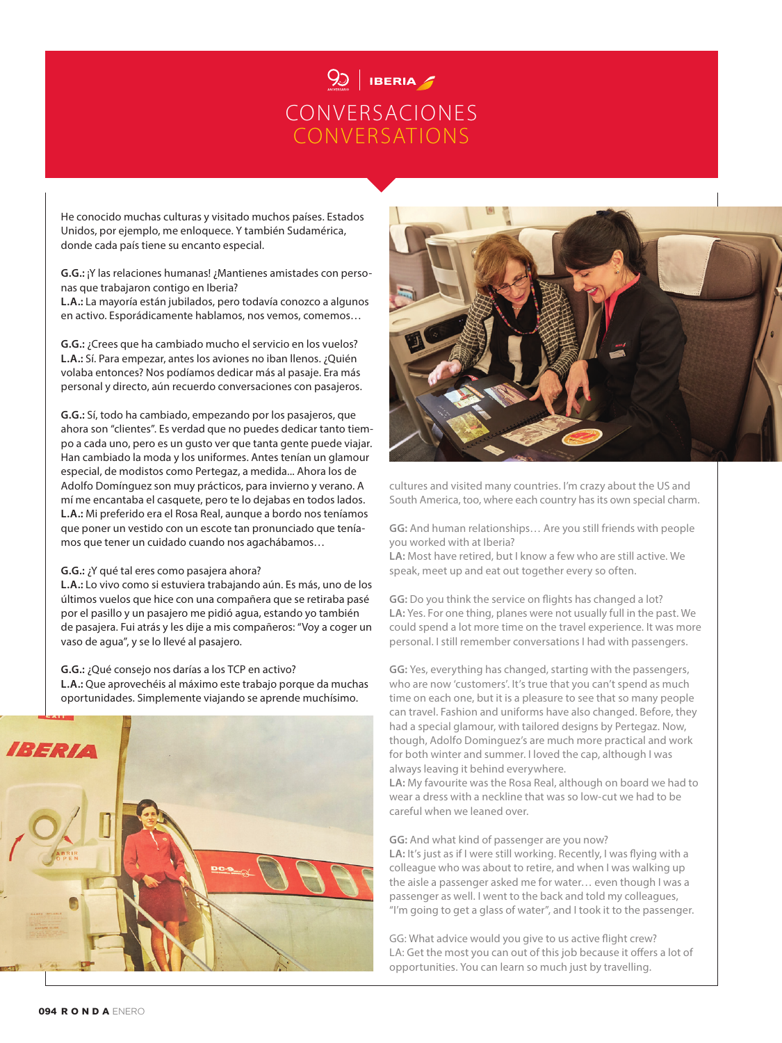# CONVERSACIONES
# CONVERSATIONS

He conocido muchas culturas y visitado muchos países. Estados Unidos, por ejemplo, me enloquece. Y también Sudamérica, donde cada país tiene su encanto especial.

**G.G.:** ¡Y las relaciones humanas! ¿Mantienes amistades con personas que trabajaron contigo en Iberia?
**L.A.:** La mayoría están jubilados, pero todavía conozco a algunos en activo. Esporádicamente hablamos, nos vemos, comemos…

**G.G.:** ¿Crees que ha cambiado mucho el servicio en los vuelos?
**L.A.:** Sí. Para empezar, antes los aviones no iban llenos. ¿Quién volaba entonces? Nos podíamos dedicar más al pasaje. Era más personal y directo, aún recuerdo conversaciones con pasajeros.

**G.G.:** Sí, todo ha cambiado, empezando por los pasajeros, que ahora son "clientes". Es verdad que no puedes dedicar tanto tiempo a cada uno, pero es un gusto ver que tanta gente puede viajar. Han cambiado la moda y los uniformes. Antes tenían un glamour especial, de modistos como Pertegaz, a medida... Ahora los de Adolfo Domínguez son muy prácticos, para invierno y verano. A mí me encantaba el casquete, pero te lo dejabas en todos lados.
**L.A.:** Mi preferido era el Rosa Real, aunque a bordo nos teníamos que poner un vestido con un escote tan pronunciado que teníamos que tener un cuidado cuando nos agachábamos…

**G.G.:** ¿Y qué tal eres como pasajera ahora?
**L.A.:** Lo vivo como si estuviera trabajando aún. Es más, uno de los últimos vuelos que hice con una compañera que se retiraba pasé por el pasillo y un pasajero me pidió agua, estando yo también de pasajera. Fui atrás y les dije a mis compañeros: "Voy a coger un vaso de agua", y se lo llevé al pasajero.

**G.G.:** ¿Qué consejo nos darías a los TCP en activo?
**L.A.:** Que aprovechéis al máximo este trabajo porque da muchas oportunidades. Simplemente viajando se aprende muchísimo.

cultures and visited many countries. I'm crazy about the US and South America, too, where each country has its own special charm.

**GG:** And human relationships… Are you still friends with people you worked with at Iberia?
**LA:** Most have retired, but I know a few who are still active. We speak, meet up and eat out together every so often.

**GG:** Do you think the service on flights has changed a lot?
**LA:** Yes. For one thing, planes were not usually full in the past. We could spend a lot more time on the travel experience. It was more personal. I still remember conversations I had with passengers.

**GG:** Yes, everything has changed, starting with the passengers, who are now 'customers'. It's true that you can't spend as much time on each one, but it is a pleasure to see that so many people can travel. Fashion and uniforms have also changed. Before, they had a special glamour, with tailored designs by Pertegaz. Now, though, Adolfo Dominguez's are much more practical and work for both winter and summer. I loved the cap, although I was always leaving it behind everywhere.
**LA:** My favourite was the Rosa Real, although on board we had to wear a dress with a neckline that was so low-cut we had to be careful when we leaned over.

**GG:** And what kind of passenger are you now?
**LA:** It's just as if I were still working. Recently, I was flying with a colleague who was about to retire, and when I was walking up the aisle a passenger asked me for water… even though I was a passenger as well. I went to the back and told my colleagues, "I'm going to get a glass of water", and I took it to the passenger.

GG: What advice would you give to us active flight crew?
LA: Get the most you can out of this job because it offers a lot of opportunities. You can learn so much just by travelling.